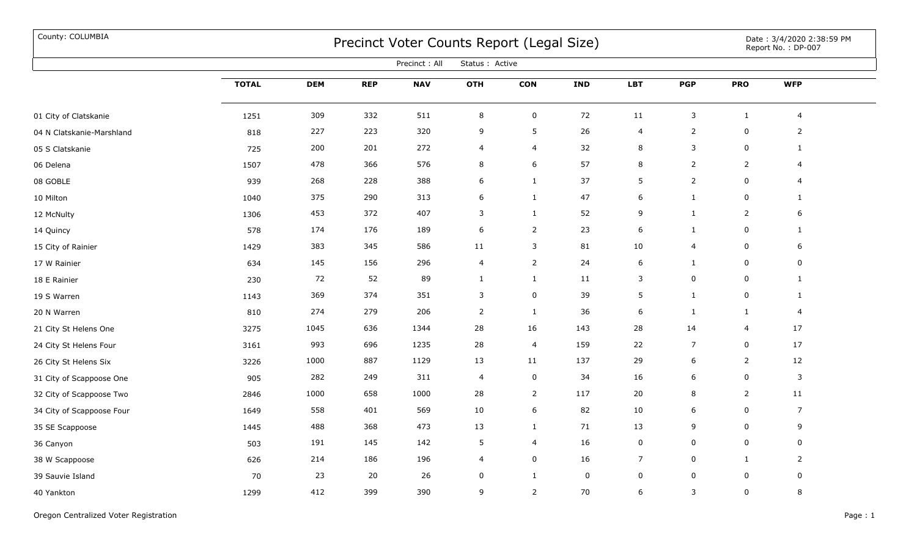County: COLUMBIA

# Precinct Voter Counts Report (Legal Size)

Date : 3/4/2020 2:38:59 PM
Report No. : DP-007

Precinct : All Status : Active

| | TOTAL | DEM | REP | NAV | OTH | CON | IND | LBT | PGP | PRO | WFP |
|---|---|---|---|---|---|---|---|---|---|---|---|
| 01 City of Clatskanie | 1251 | 309 | 332 | 511 | 8 | 0 | 72 | 11 | 3 | 1 | 4 |
| 04 N Clatskanie-Marshland | 818 | 227 | 223 | 320 | 9 | 5 | 26 | 4 | 2 | 0 | 2 |
| 05 S Clatskanie | 725 | 200 | 201 | 272 | 4 | 4 | 32 | 8 | 3 | 0 | 1 |
| 06 Delena | 1507 | 478 | 366 | 576 | 8 | 6 | 57 | 8 | 2 | 2 | 4 |
| 08 GOBLE | 939 | 268 | 228 | 388 | 6 | 1 | 37 | 5 | 2 | 0 | 4 |
| 10 Milton | 1040 | 375 | 290 | 313 | 6 | 1 | 47 | 6 | 1 | 0 | 1 |
| 12 McNulty | 1306 | 453 | 372 | 407 | 3 | 1 | 52 | 9 | 1 | 2 | 6 |
| 14 Quincy | 578 | 174 | 176 | 189 | 6 | 2 | 23 | 6 | 1 | 0 | 1 |
| 15 City of Rainier | 1429 | 383 | 345 | 586 | 11 | 3 | 81 | 10 | 4 | 0 | 6 |
| 17 W Rainier | 634 | 145 | 156 | 296 | 4 | 2 | 24 | 6 | 1 | 0 | 0 |
| 18 E Rainier | 230 | 72 | 52 | 89 | 1 | 1 | 11 | 3 | 0 | 0 | 1 |
| 19 S Warren | 1143 | 369 | 374 | 351 | 3 | 0 | 39 | 5 | 1 | 0 | 1 |
| 20 N Warren | 810 | 274 | 279 | 206 | 2 | 1 | 36 | 6 | 1 | 1 | 4 |
| 21 City St Helens One | 3275 | 1045 | 636 | 1344 | 28 | 16 | 143 | 28 | 14 | 4 | 17 |
| 24 City St Helens Four | 3161 | 993 | 696 | 1235 | 28 | 4 | 159 | 22 | 7 | 0 | 17 |
| 26 City St Helens Six | 3226 | 1000 | 887 | 1129 | 13 | 11 | 137 | 29 | 6 | 2 | 12 |
| 31 City of Scappoose One | 905 | 282 | 249 | 311 | 4 | 0 | 34 | 16 | 6 | 0 | 3 |
| 32 City of Scappoose Two | 2846 | 1000 | 658 | 1000 | 28 | 2 | 117 | 20 | 8 | 2 | 11 |
| 34 City of Scappoose Four | 1649 | 558 | 401 | 569 | 10 | 6 | 82 | 10 | 6 | 0 | 7 |
| 35 SE Scappoose | 1445 | 488 | 368 | 473 | 13 | 1 | 71 | 13 | 9 | 0 | 9 |
| 36 Canyon | 503 | 191 | 145 | 142 | 5 | 4 | 16 | 0 | 0 | 0 | 0 |
| 38 W Scappoose | 626 | 214 | 186 | 196 | 4 | 0 | 16 | 7 | 0 | 1 | 2 |
| 39 Sauvie Island | 70 | 23 | 20 | 26 | 0 | 1 | 0 | 0 | 0 | 0 | 0 |
| 40 Yankton | 1299 | 412 | 399 | 390 | 9 | 2 | 70 | 6 | 3 | 0 | 8 |

Oregon Centralized Voter Registration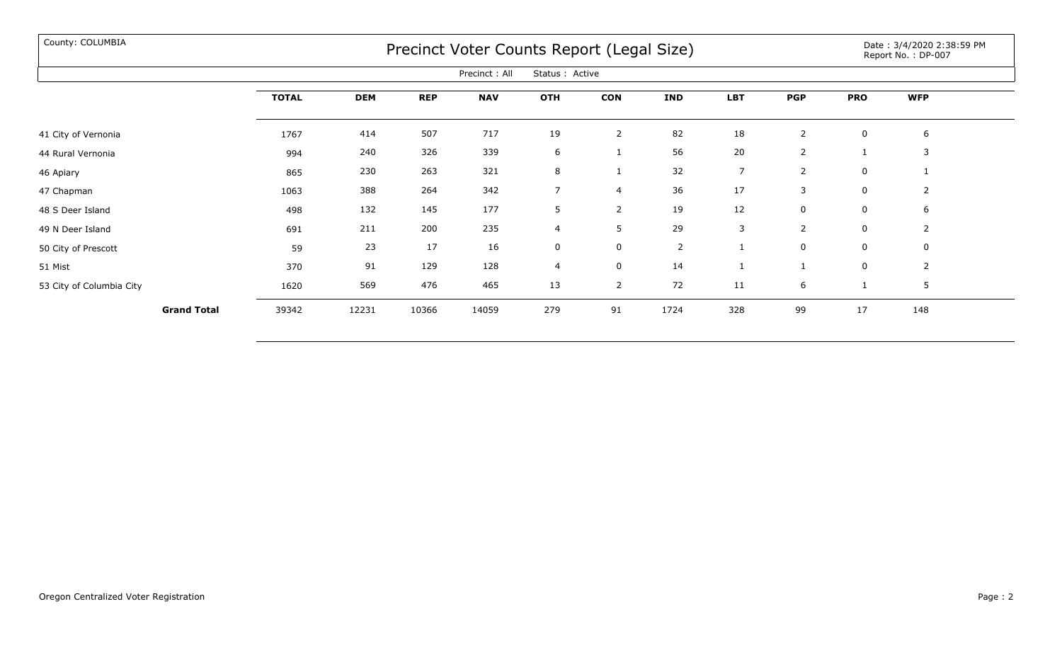County: COLUMBIA

# Precinct Voter Counts Report (Legal Size)

Date : 3/4/2020 2:38:59 PM
Report No. : DP-007

Precinct : All Status : Active

| | TOTAL | DEM | REP | NAV | OTH | CON | IND | LBT | PGP | PRO | WFP |
|---|---|---|---|---|---|---|---|---|---|---|---|
| 41 City of Vernonia | 1767 | 414 | 507 | 717 | 19 | 2 | 82 | 18 | 2 | 0 | 6 |
| 44 Rural Vernonia | 994 | 240 | 326 | 339 | 6 | 1 | 56 | 20 | 2 | 1 | 3 |
| 46 Apiary | 865 | 230 | 263 | 321 | 8 | 1 | 32 | 7 | 2 | 0 | 1 |
| 47 Chapman | 1063 | 388 | 264 | 342 | 7 | 4 | 36 | 17 | 3 | 0 | 2 |
| 48 S Deer Island | 498 | 132 | 145 | 177 | 5 | 2 | 19 | 12 | 0 | 0 | 6 |
| 49 N Deer Island | 691 | 211 | 200 | 235 | 4 | 5 | 29 | 3 | 2 | 0 | 2 |
| 50 City of Prescott | 59 | 23 | 17 | 16 | 0 | 0 | 2 | 1 | 0 | 0 | 0 |
| 51 Mist | 370 | 91 | 129 | 128 | 4 | 0 | 14 | 1 | 1 | 0 | 2 |
| 53 City of Columbia City | 1620 | 569 | 476 | 465 | 13 | 2 | 72 | 11 | 6 | 1 | 5 |
| **Grand Total** | 39342 | 12231 | 10366 | 14059 | 279 | 91 | 1724 | 328 | 99 | 17 | 148 |

Oregon Centralized Voter Registration